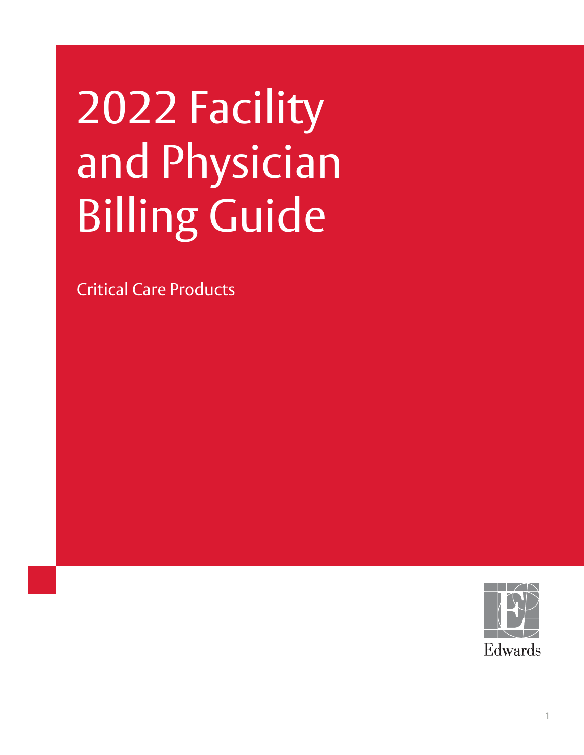# 2022 Facility and Physician Billing Guide

Critical Care Products

Edwards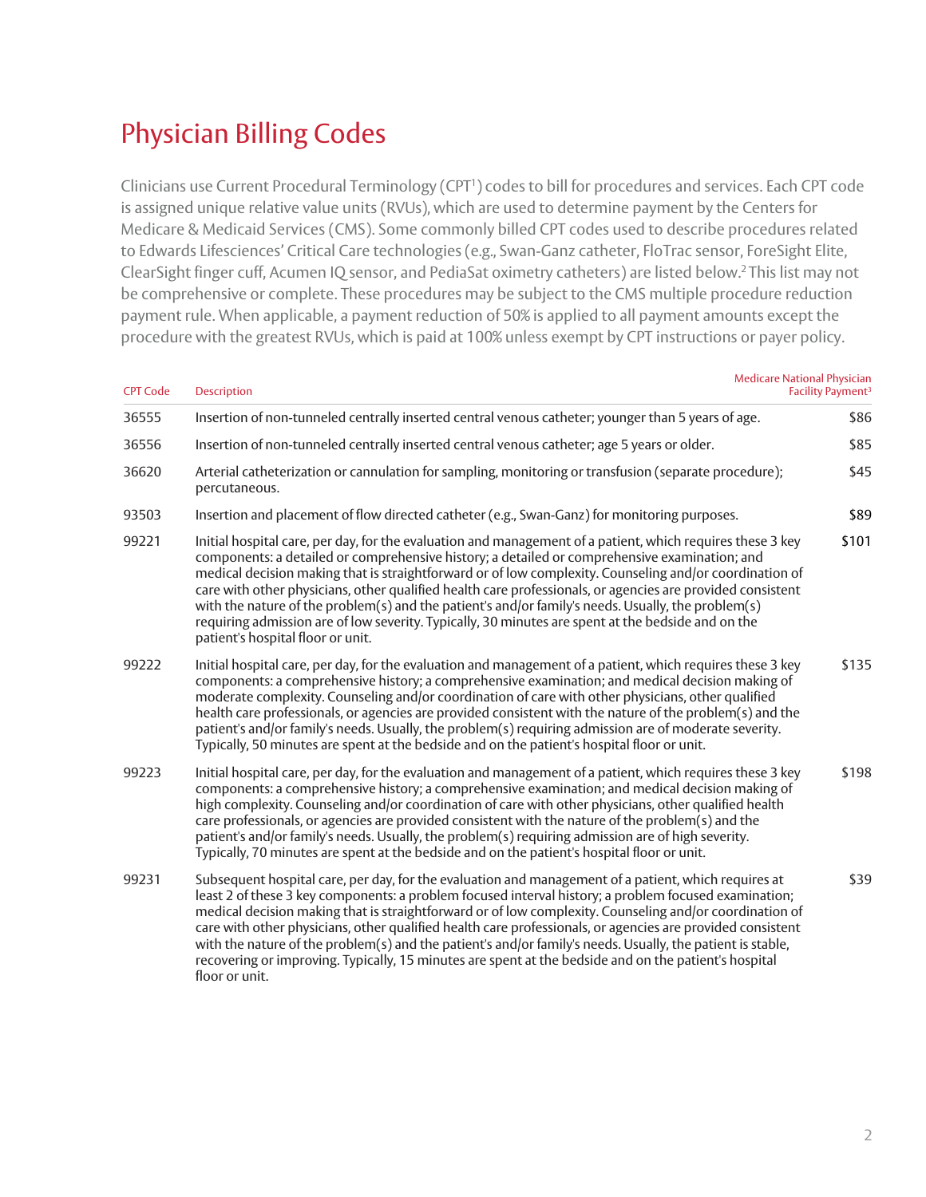# Physician Billing Codes

Clinicians use Current Procedural Terminology (CPT[1]) codes to bill for procedures and services. Each CPT code is assigned unique relative value units (RVUs), which are used to determine payment by the Centers for Medicare & Medicaid Services (CMS). Some commonly billed CPT codes used to describe procedures related to Edwards Lifesciences' Critical Care technologies (e.g., Swan-Ganz catheter, FloTrac sensor, ForeSight Elite, ClearSight finger cuff, Acumen IQ sensor, and PediaSat oximetry catheters) are listed below.[2] This list may not be comprehensive or complete. These procedures may be subject to the CMS multiple procedure reduction payment rule. When applicable, a payment reduction of 50% is applied to all payment amounts except the procedure with the greatest RVUs, which is paid at 100% unless exempt by CPT instructions or payer policy.

| CPT Code | Description | Medicare National Physician Facility Payment[3] |
|---|---|---|
| 36555 | Insertion of non-tunneled centrally inserted central venous catheter; younger than 5 years of age. | $86 |
| 36556 | Insertion of non-tunneled centrally inserted central venous catheter; age 5 years or older. | $85 |
| 36620 | Arterial catheterization or cannulation for sampling, monitoring or transfusion (separate procedure); percutaneous. | $45 |
| 93503 | Insertion and placement of flow directed catheter (e.g., Swan-Ganz) for monitoring purposes. | $89 |
| 99221 | Initial hospital care, per day, for the evaluation and management of a patient, which requires these 3 key components: a detailed or comprehensive history; a detailed or comprehensive examination; and medical decision making that is straightforward or of low complexity. Counseling and/or coordination of care with other physicians, other qualified health care professionals, or agencies are provided consistent with the nature of the problem(s) and the patient's and/or family's needs. Usually, the problem(s) requiring admission are of low severity. Typically, 30 minutes are spent at the bedside and on the patient's hospital floor or unit. | $101 |
| 99222 | Initial hospital care, per day, for the evaluation and management of a patient, which requires these 3 key components: a comprehensive history; a comprehensive examination; and medical decision making of moderate complexity. Counseling and/or coordination of care with other physicians, other qualified health care professionals, or agencies are provided consistent with the nature of the problem(s) and the patient's and/or family's needs. Usually, the problem(s) requiring admission are of moderate severity. Typically, 50 minutes are spent at the bedside and on the patient's hospital floor or unit. | $135 |
| 99223 | Initial hospital care, per day, for the evaluation and management of a patient, which requires these 3 key components: a comprehensive history; a comprehensive examination; and medical decision making of high complexity. Counseling and/or coordination of care with other physicians, other qualified health care professionals, or agencies are provided consistent with the nature of the problem(s) and the patient's and/or family's needs. Usually, the problem(s) requiring admission are of high severity. Typically, 70 minutes are spent at the bedside and on the patient's hospital floor or unit. | $198 |
| 99231 | Subsequent hospital care, per day, for the evaluation and management of a patient, which requires at least 2 of these 3 key components: a problem focused interval history; a problem focused examination; medical decision making that is straightforward or of low complexity. Counseling and/or coordination of care with other physicians, other qualified health care professionals, or agencies are provided consistent with the nature of the problem(s) and the patient's and/or family's needs. Usually, the patient is stable, recovering or improving. Typically, 15 minutes are spent at the bedside and on the patient's hospital floor or unit. | $39 |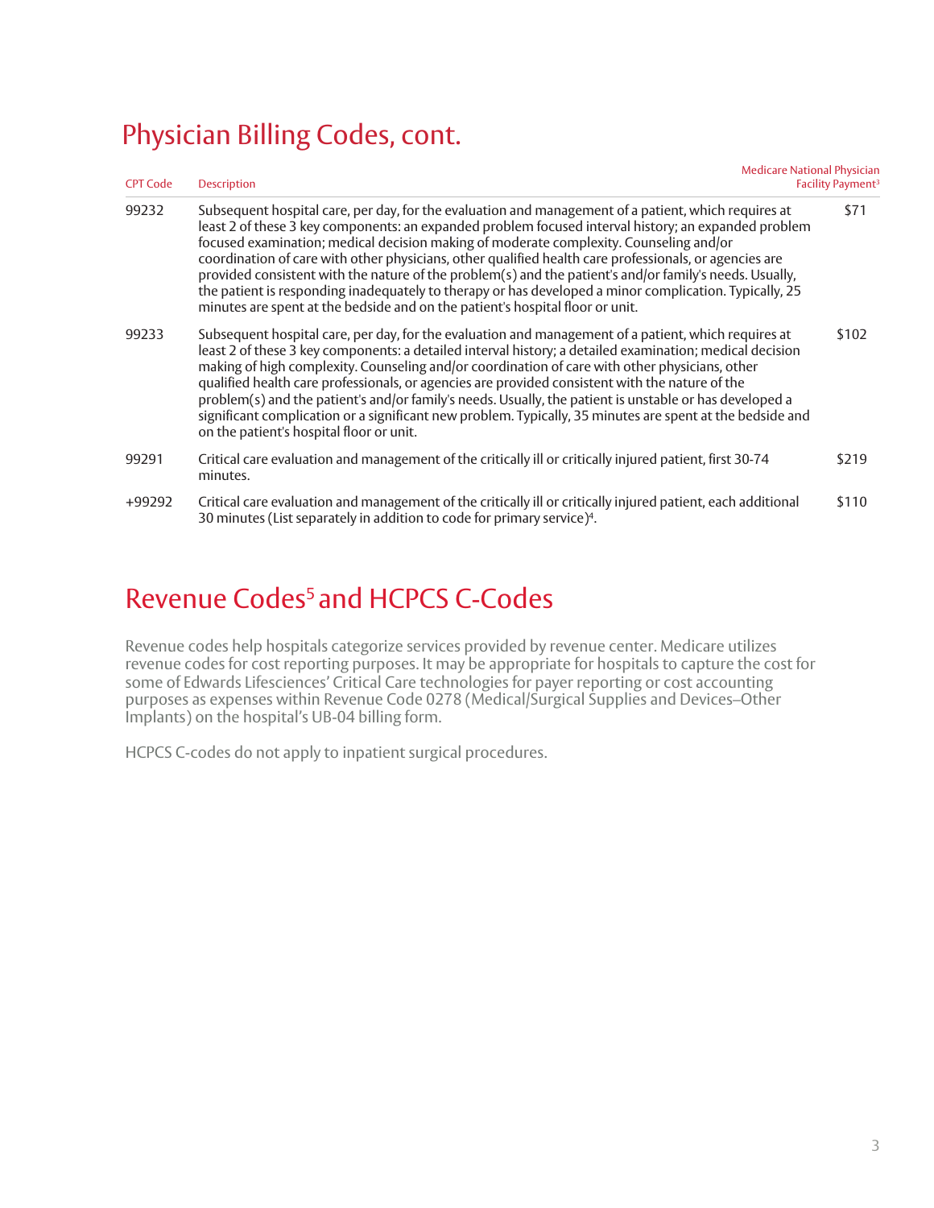## Physician Billing Codes, cont.

| CPT Code | Description | Medicare National Physician Facility Payment[3] |
|---|---|---|
| 99232 | Subsequent hospital care, per day, for the evaluation and management of a patient, which requires at least 2 of these 3 key components: an expanded problem focused interval history; an expanded problem focused examination; medical decision making of moderate complexity. Counseling and/or coordination of care with other physicians, other qualified health care professionals, or agencies are provided consistent with the nature of the problem(s) and the patient's and/or family's needs. Usually, the patient is responding inadequately to therapy or has developed a minor complication. Typically, 25 minutes are spent at the bedside and on the patient's hospital floor or unit. | $71 |
| 99233 | Subsequent hospital care, per day, for the evaluation and management of a patient, which requires at least 2 of these 3 key components: a detailed interval history; a detailed examination; medical decision making of high complexity. Counseling and/or coordination of care with other physicians, other qualified health care professionals, or agencies are provided consistent with the nature of the problem(s) and the patient's and/or family's needs. Usually, the patient is unstable or has developed a significant complication or a significant new problem. Typically, 35 minutes are spent at the bedside and on the patient's hospital floor or unit. | $102 |
| 99291 | Critical care evaluation and management of the critically ill or critically injured patient, first 30-74 minutes. | $219 |
| +99292 | Critical care evaluation and management of the critically ill or critically injured patient, each additional 30 minutes (List separately in addition to code for primary service)[4]. | $110 |

## Revenue Codes[5] and HCPCS C-Codes

Revenue codes help hospitals categorize services provided by revenue center. Medicare utilizes revenue codes for cost reporting purposes. It may be appropriate for hospitals to capture the cost for some of Edwards Lifesciences' Critical Care technologies for payer reporting or cost accounting purposes as expenses within Revenue Code 0278 (Medical/Surgical Supplies and Devices–Other Implants) on the hospital's UB-04 billing form.

HCPCS C-codes do not apply to inpatient surgical procedures.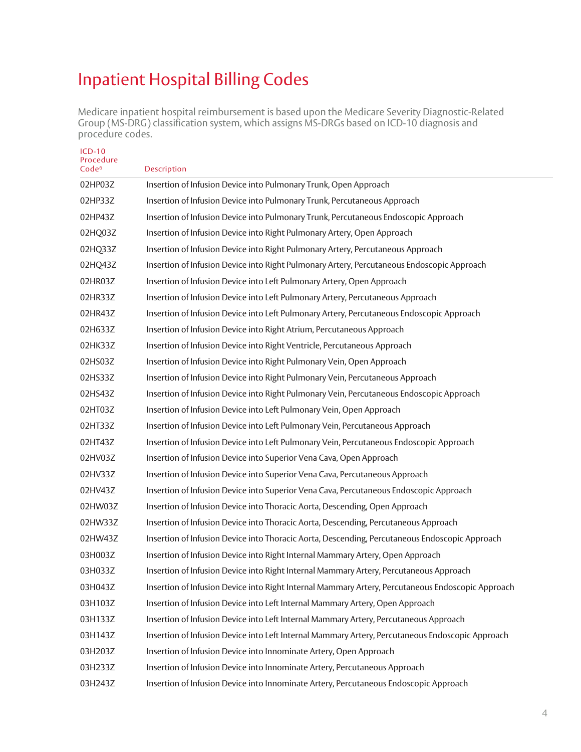# Inpatient Hospital Billing Codes

Medicare inpatient hospital reimbursement is based upon the Medicare Severity Diagnostic-Related Group (MS-DRG) classification system, which assigns MS-DRGs based on ICD-10 diagnosis and procedure codes.

| ICD-10 Procedure Code[6] | Description |
|---|---|
| 02HP03Z | Insertion of Infusion Device into Pulmonary Trunk, Open Approach |
| 02HP33Z | Insertion of Infusion Device into Pulmonary Trunk, Percutaneous Approach |
| 02HP43Z | Insertion of Infusion Device into Pulmonary Trunk, Percutaneous Endoscopic Approach |
| 02HQ03Z | Insertion of Infusion Device into Right Pulmonary Artery, Open Approach |
| 02HQ33Z | Insertion of Infusion Device into Right Pulmonary Artery, Percutaneous Approach |
| 02HQ43Z | Insertion of Infusion Device into Right Pulmonary Artery, Percutaneous Endoscopic Approach |
| 02HR03Z | Insertion of Infusion Device into Left Pulmonary Artery, Open Approach |
| 02HR33Z | Insertion of Infusion Device into Left Pulmonary Artery, Percutaneous Approach |
| 02HR43Z | Insertion of Infusion Device into Left Pulmonary Artery, Percutaneous Endoscopic Approach |
| 02H633Z | Insertion of Infusion Device into Right Atrium, Percutaneous Approach |
| 02HK33Z | Insertion of Infusion Device into Right Ventricle, Percutaneous Approach |
| 02HS03Z | Insertion of Infusion Device into Right Pulmonary Vein, Open Approach |
| 02HS33Z | Insertion of Infusion Device into Right Pulmonary Vein, Percutaneous Approach |
| 02HS43Z | Insertion of Infusion Device into Right Pulmonary Vein, Percutaneous Endoscopic Approach |
| 02HT03Z | Insertion of Infusion Device into Left Pulmonary Vein, Open Approach |
| 02HT33Z | Insertion of Infusion Device into Left Pulmonary Vein, Percutaneous Approach |
| 02HT43Z | Insertion of Infusion Device into Left Pulmonary Vein, Percutaneous Endoscopic Approach |
| 02HV03Z | Insertion of Infusion Device into Superior Vena Cava, Open Approach |
| 02HV33Z | Insertion of Infusion Device into Superior Vena Cava, Percutaneous Approach |
| 02HV43Z | Insertion of Infusion Device into Superior Vena Cava, Percutaneous Endoscopic Approach |
| 02HW03Z | Insertion of Infusion Device into Thoracic Aorta, Descending, Open Approach |
| 02HW33Z | Insertion of Infusion Device into Thoracic Aorta, Descending, Percutaneous Approach |
| 02HW43Z | Insertion of Infusion Device into Thoracic Aorta, Descending, Percutaneous Endoscopic Approach |
| 03H003Z | Insertion of Infusion Device into Right Internal Mammary Artery, Open Approach |
| 03H033Z | Insertion of Infusion Device into Right Internal Mammary Artery, Percutaneous Approach |
| 03H043Z | Insertion of Infusion Device into Right Internal Mammary Artery, Percutaneous Endoscopic Approach |
| 03H103Z | Insertion of Infusion Device into Left Internal Mammary Artery, Open Approach |
| 03H133Z | Insertion of Infusion Device into Left Internal Mammary Artery, Percutaneous Approach |
| 03H143Z | Insertion of Infusion Device into Left Internal Mammary Artery, Percutaneous Endoscopic Approach |
| 03H203Z | Insertion of Infusion Device into Innominate Artery, Open Approach |
| 03H233Z | Insertion of Infusion Device into Innominate Artery, Percutaneous Approach |
| 03H243Z | Insertion of Infusion Device into Innominate Artery, Percutaneous Endoscopic Approach |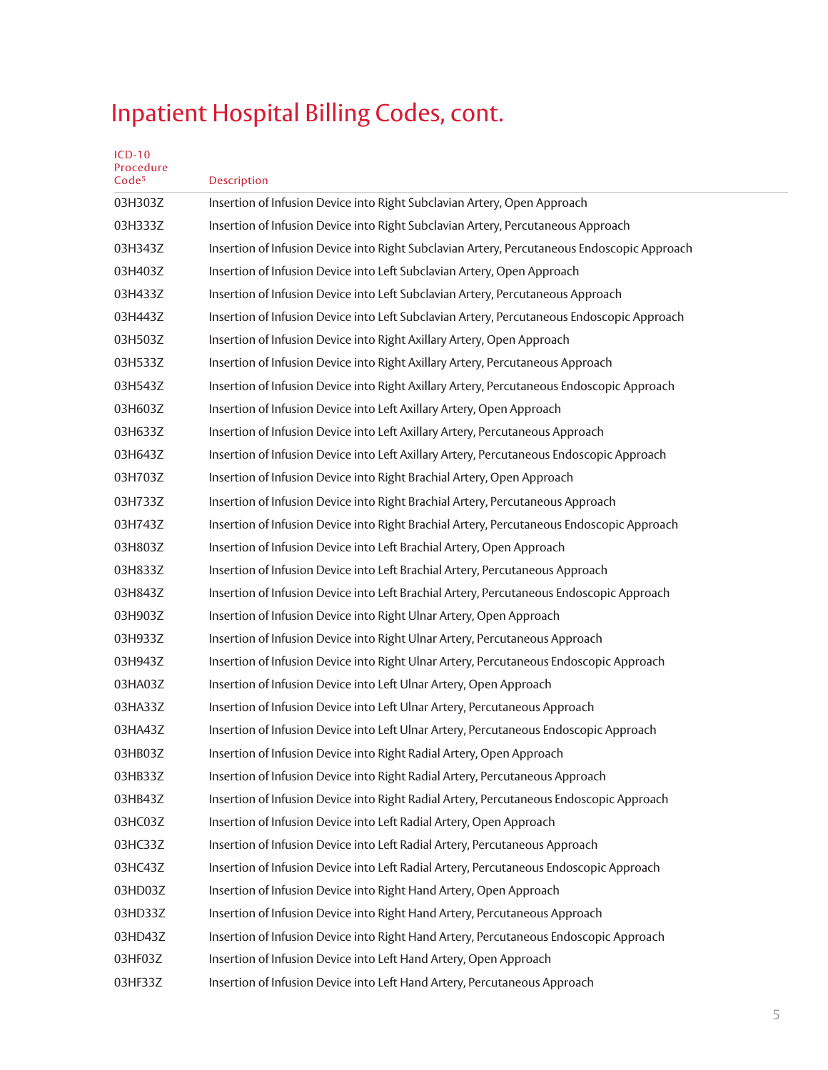# Inpatient Hospital Billing Codes, cont.

| ICD-10 Procedure Code[5] | Description |
|---|---|
| 03H303Z | Insertion of Infusion Device into Right Subclavian Artery, Open Approach |
| 03H333Z | Insertion of Infusion Device into Right Subclavian Artery, Percutaneous Approach |
| 03H343Z | Insertion of Infusion Device into Right Subclavian Artery, Percutaneous Endoscopic Approach |
| 03H403Z | Insertion of Infusion Device into Left Subclavian Artery, Open Approach |
| 03H433Z | Insertion of Infusion Device into Left Subclavian Artery, Percutaneous Approach |
| 03H443Z | Insertion of Infusion Device into Left Subclavian Artery, Percutaneous Endoscopic Approach |
| 03H503Z | Insertion of Infusion Device into Right Axillary Artery, Open Approach |
| 03H533Z | Insertion of Infusion Device into Right Axillary Artery, Percutaneous Approach |
| 03H543Z | Insertion of Infusion Device into Right Axillary Artery, Percutaneous Endoscopic Approach |
| 03H603Z | Insertion of Infusion Device into Left Axillary Artery, Open Approach |
| 03H633Z | Insertion of Infusion Device into Left Axillary Artery, Percutaneous Approach |
| 03H643Z | Insertion of Infusion Device into Left Axillary Artery, Percutaneous Endoscopic Approach |
| 03H703Z | Insertion of Infusion Device into Right Brachial Artery, Open Approach |
| 03H733Z | Insertion of Infusion Device into Right Brachial Artery, Percutaneous Approach |
| 03H743Z | Insertion of Infusion Device into Right Brachial Artery, Percutaneous Endoscopic Approach |
| 03H803Z | Insertion of Infusion Device into Left Brachial Artery, Open Approach |
| 03H833Z | Insertion of Infusion Device into Left Brachial Artery, Percutaneous Approach |
| 03H843Z | Insertion of Infusion Device into Left Brachial Artery, Percutaneous Endoscopic Approach |
| 03H903Z | Insertion of Infusion Device into Right Ulnar Artery, Open Approach |
| 03H933Z | Insertion of Infusion Device into Right Ulnar Artery, Percutaneous Approach |
| 03H943Z | Insertion of Infusion Device into Right Ulnar Artery, Percutaneous Endoscopic Approach |
| 03HA03Z | Insertion of Infusion Device into Left Ulnar Artery, Open Approach |
| 03HA33Z | Insertion of Infusion Device into Left Ulnar Artery, Percutaneous Approach |
| 03HA43Z | Insertion of Infusion Device into Left Ulnar Artery, Percutaneous Endoscopic Approach |
| 03HB03Z | Insertion of Infusion Device into Right Radial Artery, Open Approach |
| 03HB33Z | Insertion of Infusion Device into Right Radial Artery, Percutaneous Approach |
| 03HB43Z | Insertion of Infusion Device into Right Radial Artery, Percutaneous Endoscopic Approach |
| 03HC03Z | Insertion of Infusion Device into Left Radial Artery, Open Approach |
| 03HC33Z | Insertion of Infusion Device into Left Radial Artery, Percutaneous Approach |
| 03HC43Z | Insertion of Infusion Device into Left Radial Artery, Percutaneous Endoscopic Approach |
| 03HD03Z | Insertion of Infusion Device into Right Hand Artery, Open Approach |
| 03HD33Z | Insertion of Infusion Device into Right Hand Artery, Percutaneous Approach |
| 03HD43Z | Insertion of Infusion Device into Right Hand Artery, Percutaneous Endoscopic Approach |
| 03HF03Z | Insertion of Infusion Device into Left Hand Artery, Open Approach |
| 03HF33Z | Insertion of Infusion Device into Left Hand Artery, Percutaneous Approach |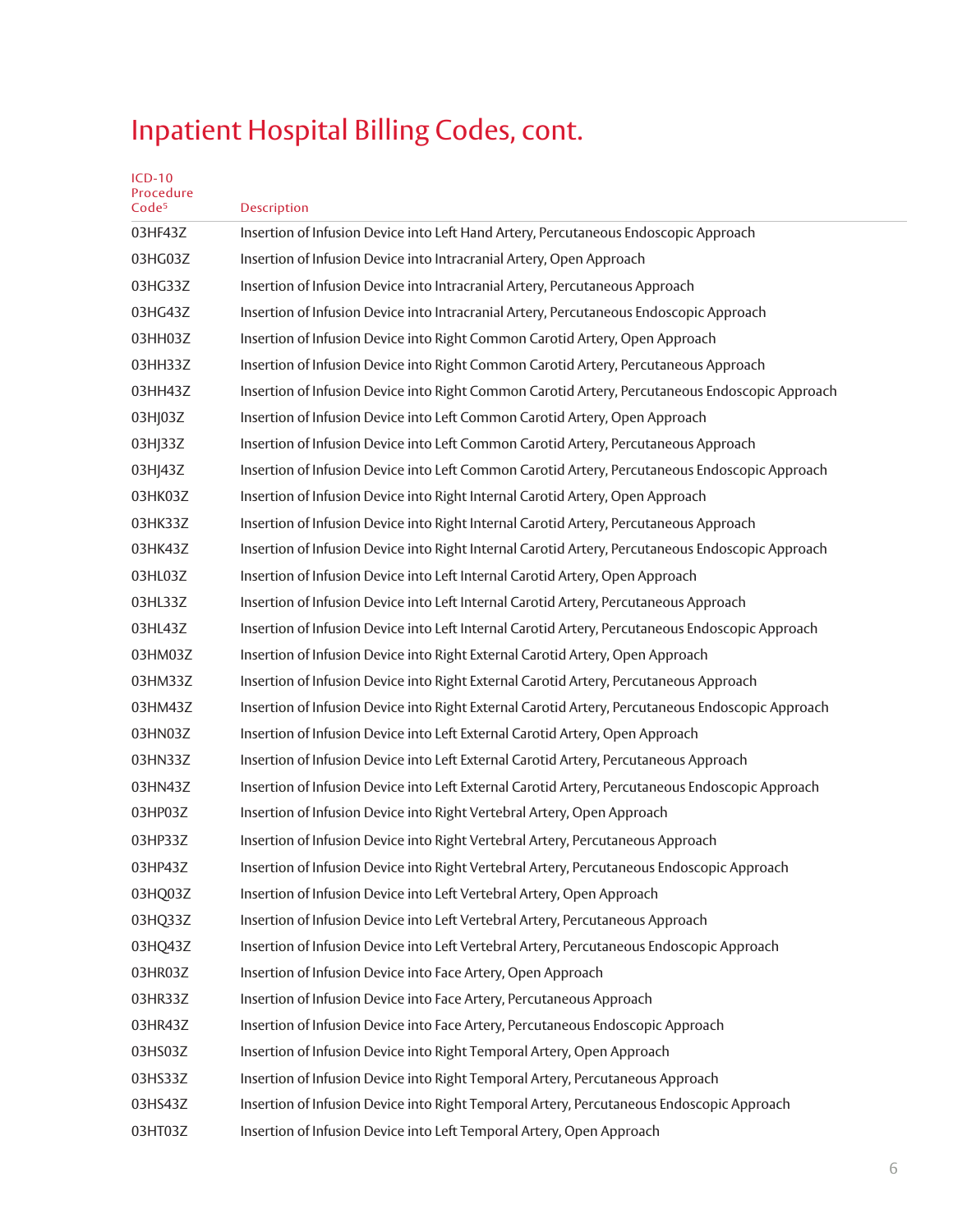# Inpatient Hospital Billing Codes, cont.

| ICD-10 Procedure Code[5] | Description |
|---|---|
| 03HF43Z | Insertion of Infusion Device into Left Hand Artery, Percutaneous Endoscopic Approach |
| 03HG03Z | Insertion of Infusion Device into Intracranial Artery, Open Approach |
| 03HG33Z | Insertion of Infusion Device into Intracranial Artery, Percutaneous Approach |
| 03HG43Z | Insertion of Infusion Device into Intracranial Artery, Percutaneous Endoscopic Approach |
| 03HH03Z | Insertion of Infusion Device into Right Common Carotid Artery, Open Approach |
| 03HH33Z | Insertion of Infusion Device into Right Common Carotid Artery, Percutaneous Approach |
| 03HH43Z | Insertion of Infusion Device into Right Common Carotid Artery, Percutaneous Endoscopic Approach |
| 03HJ03Z | Insertion of Infusion Device into Left Common Carotid Artery, Open Approach |
| 03HJ33Z | Insertion of Infusion Device into Left Common Carotid Artery, Percutaneous Approach |
| 03HJ43Z | Insertion of Infusion Device into Left Common Carotid Artery, Percutaneous Endoscopic Approach |
| 03HK03Z | Insertion of Infusion Device into Right Internal Carotid Artery, Open Approach |
| 03HK33Z | Insertion of Infusion Device into Right Internal Carotid Artery, Percutaneous Approach |
| 03HK43Z | Insertion of Infusion Device into Right Internal Carotid Artery, Percutaneous Endoscopic Approach |
| 03HL03Z | Insertion of Infusion Device into Left Internal Carotid Artery, Open Approach |
| 03HL33Z | Insertion of Infusion Device into Left Internal Carotid Artery, Percutaneous Approach |
| 03HL43Z | Insertion of Infusion Device into Left Internal Carotid Artery, Percutaneous Endoscopic Approach |
| 03HM03Z | Insertion of Infusion Device into Right External Carotid Artery, Open Approach |
| 03HM33Z | Insertion of Infusion Device into Right External Carotid Artery, Percutaneous Approach |
| 03HM43Z | Insertion of Infusion Device into Right External Carotid Artery, Percutaneous Endoscopic Approach |
| 03HN03Z | Insertion of Infusion Device into Left External Carotid Artery, Open Approach |
| 03HN33Z | Insertion of Infusion Device into Left External Carotid Artery, Percutaneous Approach |
| 03HN43Z | Insertion of Infusion Device into Left External Carotid Artery, Percutaneous Endoscopic Approach |
| 03HP03Z | Insertion of Infusion Device into Right Vertebral Artery, Open Approach |
| 03HP33Z | Insertion of Infusion Device into Right Vertebral Artery, Percutaneous Approach |
| 03HP43Z | Insertion of Infusion Device into Right Vertebral Artery, Percutaneous Endoscopic Approach |
| 03HQ03Z | Insertion of Infusion Device into Left Vertebral Artery, Open Approach |
| 03HQ33Z | Insertion of Infusion Device into Left Vertebral Artery, Percutaneous Approach |
| 03HQ43Z | Insertion of Infusion Device into Left Vertebral Artery, Percutaneous Endoscopic Approach |
| 03HR03Z | Insertion of Infusion Device into Face Artery, Open Approach |
| 03HR33Z | Insertion of Infusion Device into Face Artery, Percutaneous Approach |
| 03HR43Z | Insertion of Infusion Device into Face Artery, Percutaneous Endoscopic Approach |
| 03HS03Z | Insertion of Infusion Device into Right Temporal Artery, Open Approach |
| 03HS33Z | Insertion of Infusion Device into Right Temporal Artery, Percutaneous Approach |
| 03HS43Z | Insertion of Infusion Device into Right Temporal Artery, Percutaneous Endoscopic Approach |
| 03HT03Z | Insertion of Infusion Device into Left Temporal Artery, Open Approach |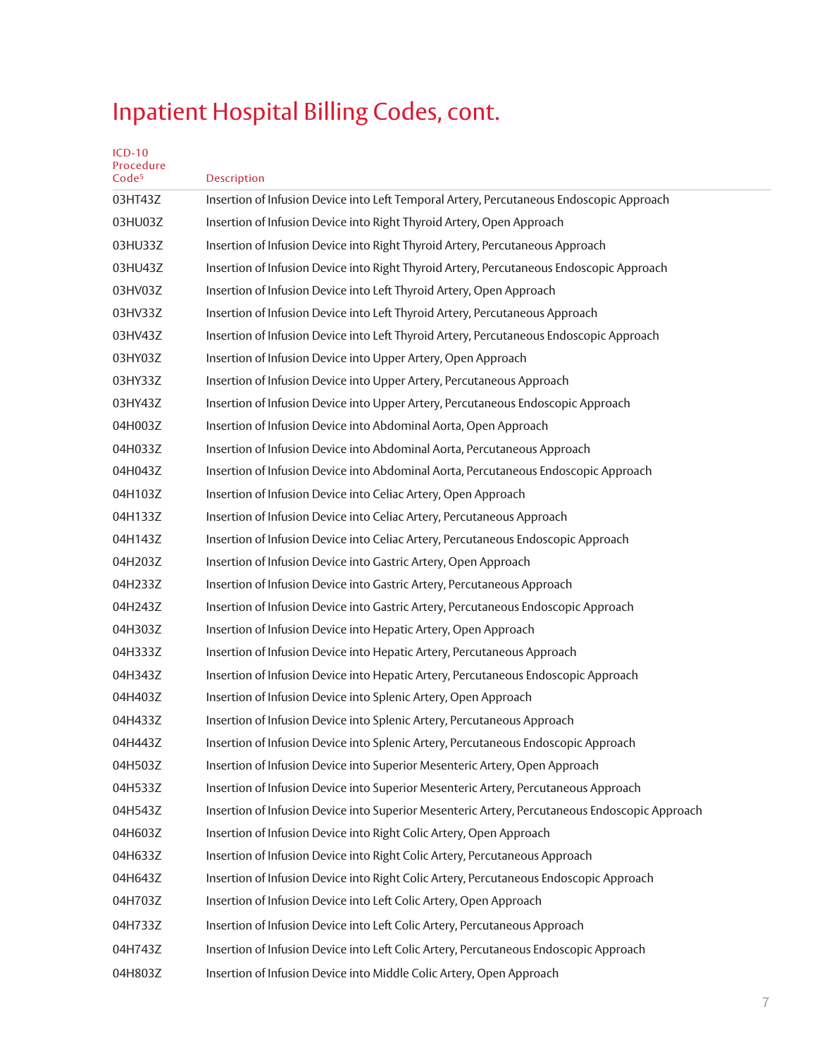# Inpatient Hospital Billing Codes, cont.

| ICD-10 Procedure Code[5] | Description |
| --- | --- |
| 03HT43Z | Insertion of Infusion Device into Left Temporal Artery, Percutaneous Endoscopic Approach |
| 03HU03Z | Insertion of Infusion Device into Right Thyroid Artery, Open Approach |
| 03HU33Z | Insertion of Infusion Device into Right Thyroid Artery, Percutaneous Approach |
| 03HU43Z | Insertion of Infusion Device into Right Thyroid Artery, Percutaneous Endoscopic Approach |
| 03HV03Z | Insertion of Infusion Device into Left Thyroid Artery, Open Approach |
| 03HV33Z | Insertion of Infusion Device into Left Thyroid Artery, Percutaneous Approach |
| 03HV43Z | Insertion of Infusion Device into Left Thyroid Artery, Percutaneous Endoscopic Approach |
| 03HY03Z | Insertion of Infusion Device into Upper Artery, Open Approach |
| 03HY33Z | Insertion of Infusion Device into Upper Artery, Percutaneous Approach |
| 03HY43Z | Insertion of Infusion Device into Upper Artery, Percutaneous Endoscopic Approach |
| 04H003Z | Insertion of Infusion Device into Abdominal Aorta, Open Approach |
| 04H033Z | Insertion of Infusion Device into Abdominal Aorta, Percutaneous Approach |
| 04H043Z | Insertion of Infusion Device into Abdominal Aorta, Percutaneous Endoscopic Approach |
| 04H103Z | Insertion of Infusion Device into Celiac Artery, Open Approach |
| 04H133Z | Insertion of Infusion Device into Celiac Artery, Percutaneous Approach |
| 04H143Z | Insertion of Infusion Device into Celiac Artery, Percutaneous Endoscopic Approach |
| 04H203Z | Insertion of Infusion Device into Gastric Artery, Open Approach |
| 04H233Z | Insertion of Infusion Device into Gastric Artery, Percutaneous Approach |
| 04H243Z | Insertion of Infusion Device into Gastric Artery, Percutaneous Endoscopic Approach |
| 04H303Z | Insertion of Infusion Device into Hepatic Artery, Open Approach |
| 04H333Z | Insertion of Infusion Device into Hepatic Artery, Percutaneous Approach |
| 04H343Z | Insertion of Infusion Device into Hepatic Artery, Percutaneous Endoscopic Approach |
| 04H403Z | Insertion of Infusion Device into Splenic Artery, Open Approach |
| 04H433Z | Insertion of Infusion Device into Splenic Artery, Percutaneous Approach |
| 04H443Z | Insertion of Infusion Device into Splenic Artery, Percutaneous Endoscopic Approach |
| 04H503Z | Insertion of Infusion Device into Superior Mesenteric Artery, Open Approach |
| 04H533Z | Insertion of Infusion Device into Superior Mesenteric Artery, Percutaneous Approach |
| 04H543Z | Insertion of Infusion Device into Superior Mesenteric Artery, Percutaneous Endoscopic Approach |
| 04H603Z | Insertion of Infusion Device into Right Colic Artery, Open Approach |
| 04H633Z | Insertion of Infusion Device into Right Colic Artery, Percutaneous Approach |
| 04H643Z | Insertion of Infusion Device into Right Colic Artery, Percutaneous Endoscopic Approach |
| 04H703Z | Insertion of Infusion Device into Left Colic Artery, Open Approach |
| 04H733Z | Insertion of Infusion Device into Left Colic Artery, Percutaneous Approach |
| 04H743Z | Insertion of Infusion Device into Left Colic Artery, Percutaneous Endoscopic Approach |
| 04H803Z | Insertion of Infusion Device into Middle Colic Artery, Open Approach |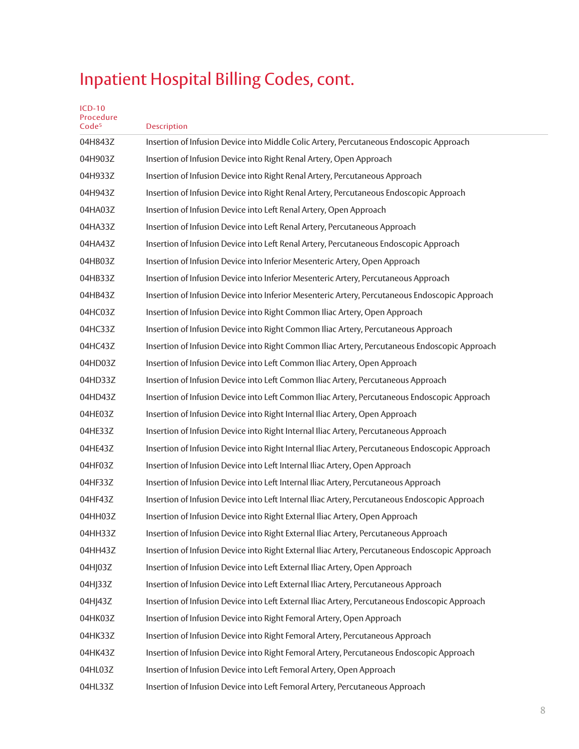# Inpatient Hospital Billing Codes, cont.

| ICD-10 Procedure Code[5] | Description |
|---|---|
| 04H843Z | Insertion of Infusion Device into Middle Colic Artery, Percutaneous Endoscopic Approach |
| 04H903Z | Insertion of Infusion Device into Right Renal Artery, Open Approach |
| 04H933Z | Insertion of Infusion Device into Right Renal Artery, Percutaneous Approach |
| 04H943Z | Insertion of Infusion Device into Right Renal Artery, Percutaneous Endoscopic Approach |
| 04HA03Z | Insertion of Infusion Device into Left Renal Artery, Open Approach |
| 04HA33Z | Insertion of Infusion Device into Left Renal Artery, Percutaneous Approach |
| 04HA43Z | Insertion of Infusion Device into Left Renal Artery, Percutaneous Endoscopic Approach |
| 04HB03Z | Insertion of Infusion Device into Inferior Mesenteric Artery, Open Approach |
| 04HB33Z | Insertion of Infusion Device into Inferior Mesenteric Artery, Percutaneous Approach |
| 04HB43Z | Insertion of Infusion Device into Inferior Mesenteric Artery, Percutaneous Endoscopic Approach |
| 04HC03Z | Insertion of Infusion Device into Right Common Iliac Artery, Open Approach |
| 04HC33Z | Insertion of Infusion Device into Right Common Iliac Artery, Percutaneous Approach |
| 04HC43Z | Insertion of Infusion Device into Right Common Iliac Artery, Percutaneous Endoscopic Approach |
| 04HD03Z | Insertion of Infusion Device into Left Common Iliac Artery, Open Approach |
| 04HD33Z | Insertion of Infusion Device into Left Common Iliac Artery, Percutaneous Approach |
| 04HD43Z | Insertion of Infusion Device into Left Common Iliac Artery, Percutaneous Endoscopic Approach |
| 04HE03Z | Insertion of Infusion Device into Right Internal Iliac Artery, Open Approach |
| 04HE33Z | Insertion of Infusion Device into Right Internal Iliac Artery, Percutaneous Approach |
| 04HE43Z | Insertion of Infusion Device into Right Internal Iliac Artery, Percutaneous Endoscopic Approach |
| 04HF03Z | Insertion of Infusion Device into Left Internal Iliac Artery, Open Approach |
| 04HF33Z | Insertion of Infusion Device into Left Internal Iliac Artery, Percutaneous Approach |
| 04HF43Z | Insertion of Infusion Device into Left Internal Iliac Artery, Percutaneous Endoscopic Approach |
| 04HH03Z | Insertion of Infusion Device into Right External Iliac Artery, Open Approach |
| 04HH33Z | Insertion of Infusion Device into Right External Iliac Artery, Percutaneous Approach |
| 04HH43Z | Insertion of Infusion Device into Right External Iliac Artery, Percutaneous Endoscopic Approach |
| 04HJ03Z | Insertion of Infusion Device into Left External Iliac Artery, Open Approach |
| 04HJ33Z | Insertion of Infusion Device into Left External Iliac Artery, Percutaneous Approach |
| 04HJ43Z | Insertion of Infusion Device into Left External Iliac Artery, Percutaneous Endoscopic Approach |
| 04HK03Z | Insertion of Infusion Device into Right Femoral Artery, Open Approach |
| 04HK33Z | Insertion of Infusion Device into Right Femoral Artery, Percutaneous Approach |
| 04HK43Z | Insertion of Infusion Device into Right Femoral Artery, Percutaneous Endoscopic Approach |
| 04HL03Z | Insertion of Infusion Device into Left Femoral Artery, Open Approach |
| 04HL33Z | Insertion of Infusion Device into Left Femoral Artery, Percutaneous Approach |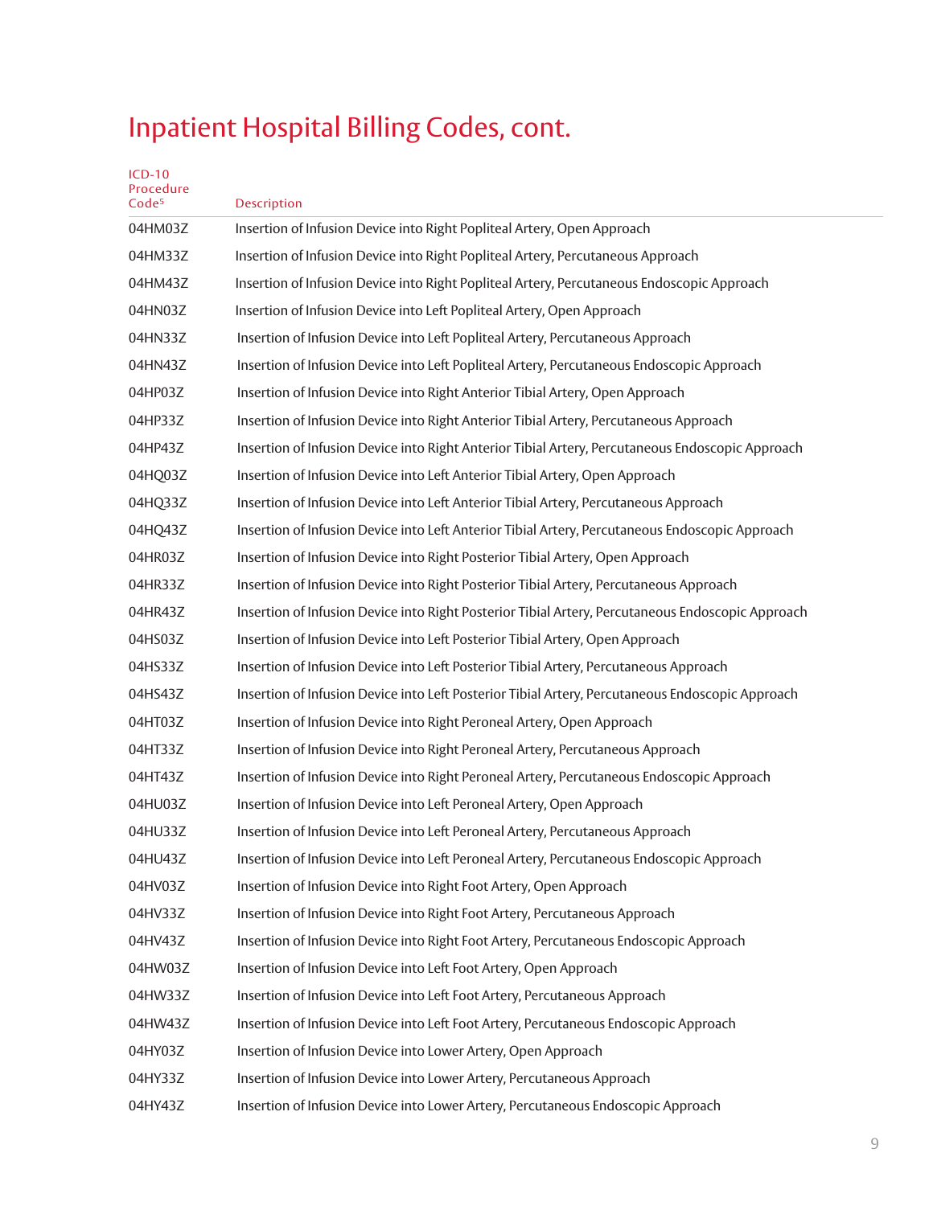# Inpatient Hospital Billing Codes, cont.

| ICD-10 Procedure Code[5] | Description |
|---|---|
| 04HM03Z | Insertion of Infusion Device into Right Popliteal Artery, Open Approach |
| 04HM33Z | Insertion of Infusion Device into Right Popliteal Artery, Percutaneous Approach |
| 04HM43Z | Insertion of Infusion Device into Right Popliteal Artery, Percutaneous Endoscopic Approach |
| 04HN03Z | Insertion of Infusion Device into Left Popliteal Artery, Open Approach |
| 04HN33Z | Insertion of Infusion Device into Left Popliteal Artery, Percutaneous Approach |
| 04HN43Z | Insertion of Infusion Device into Left Popliteal Artery, Percutaneous Endoscopic Approach |
| 04HP03Z | Insertion of Infusion Device into Right Anterior Tibial Artery, Open Approach |
| 04HP33Z | Insertion of Infusion Device into Right Anterior Tibial Artery, Percutaneous Approach |
| 04HP43Z | Insertion of Infusion Device into Right Anterior Tibial Artery, Percutaneous Endoscopic Approach |
| 04HQ03Z | Insertion of Infusion Device into Left Anterior Tibial Artery, Open Approach |
| 04HQ33Z | Insertion of Infusion Device into Left Anterior Tibial Artery, Percutaneous Approach |
| 04HQ43Z | Insertion of Infusion Device into Left Anterior Tibial Artery, Percutaneous Endoscopic Approach |
| 04HR03Z | Insertion of Infusion Device into Right Posterior Tibial Artery, Open Approach |
| 04HR33Z | Insertion of Infusion Device into Right Posterior Tibial Artery, Percutaneous Approach |
| 04HR43Z | Insertion of Infusion Device into Right Posterior Tibial Artery, Percutaneous Endoscopic Approach |
| 04HS03Z | Insertion of Infusion Device into Left Posterior Tibial Artery, Open Approach |
| 04HS33Z | Insertion of Infusion Device into Left Posterior Tibial Artery, Percutaneous Approach |
| 04HS43Z | Insertion of Infusion Device into Left Posterior Tibial Artery, Percutaneous Endoscopic Approach |
| 04HT03Z | Insertion of Infusion Device into Right Peroneal Artery, Open Approach |
| 04HT33Z | Insertion of Infusion Device into Right Peroneal Artery, Percutaneous Approach |
| 04HT43Z | Insertion of Infusion Device into Right Peroneal Artery, Percutaneous Endoscopic Approach |
| 04HU03Z | Insertion of Infusion Device into Left Peroneal Artery, Open Approach |
| 04HU33Z | Insertion of Infusion Device into Left Peroneal Artery, Percutaneous Approach |
| 04HU43Z | Insertion of Infusion Device into Left Peroneal Artery, Percutaneous Endoscopic Approach |
| 04HV03Z | Insertion of Infusion Device into Right Foot Artery, Open Approach |
| 04HV33Z | Insertion of Infusion Device into Right Foot Artery, Percutaneous Approach |
| 04HV43Z | Insertion of Infusion Device into Right Foot Artery, Percutaneous Endoscopic Approach |
| 04HW03Z | Insertion of Infusion Device into Left Foot Artery, Open Approach |
| 04HW33Z | Insertion of Infusion Device into Left Foot Artery, Percutaneous Approach |
| 04HW43Z | Insertion of Infusion Device into Left Foot Artery, Percutaneous Endoscopic Approach |
| 04HY03Z | Insertion of Infusion Device into Lower Artery, Open Approach |
| 04HY33Z | Insertion of Infusion Device into Lower Artery, Percutaneous Approach |
| 04HY43Z | Insertion of Infusion Device into Lower Artery, Percutaneous Endoscopic Approach |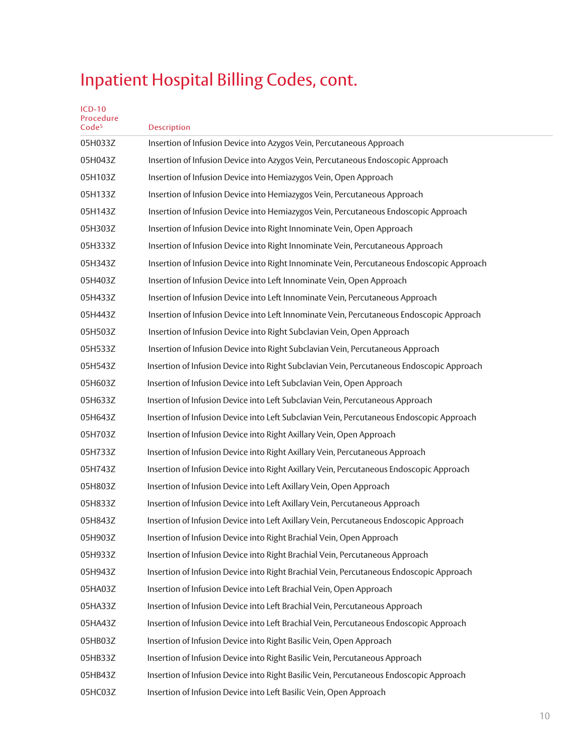# Inpatient Hospital Billing Codes, cont.

| ICD-10 Procedure Code[5] | Description |
|---|---|
| 05H033Z | Insertion of Infusion Device into Azygos Vein, Percutaneous Approach |
| 05H043Z | Insertion of Infusion Device into Azygos Vein, Percutaneous Endoscopic Approach |
| 05H103Z | Insertion of Infusion Device into Hemiazygos Vein, Open Approach |
| 05H133Z | Insertion of Infusion Device into Hemiazygos Vein, Percutaneous Approach |
| 05H143Z | Insertion of Infusion Device into Hemiazygos Vein, Percutaneous Endoscopic Approach |
| 05H303Z | Insertion of Infusion Device into Right Innominate Vein, Open Approach |
| 05H333Z | Insertion of Infusion Device into Right Innominate Vein, Percutaneous Approach |
| 05H343Z | Insertion of Infusion Device into Right Innominate Vein, Percutaneous Endoscopic Approach |
| 05H403Z | Insertion of Infusion Device into Left Innominate Vein, Open Approach |
| 05H433Z | Insertion of Infusion Device into Left Innominate Vein, Percutaneous Approach |
| 05H443Z | Insertion of Infusion Device into Left Innominate Vein, Percutaneous Endoscopic Approach |
| 05H503Z | Insertion of Infusion Device into Right Subclavian Vein, Open Approach |
| 05H533Z | Insertion of Infusion Device into Right Subclavian Vein, Percutaneous Approach |
| 05H543Z | Insertion of Infusion Device into Right Subclavian Vein, Percutaneous Endoscopic Approach |
| 05H603Z | Insertion of Infusion Device into Left Subclavian Vein, Open Approach |
| 05H633Z | Insertion of Infusion Device into Left Subclavian Vein, Percutaneous Approach |
| 05H643Z | Insertion of Infusion Device into Left Subclavian Vein, Percutaneous Endoscopic Approach |
| 05H703Z | Insertion of Infusion Device into Right Axillary Vein, Open Approach |
| 05H733Z | Insertion of Infusion Device into Right Axillary Vein, Percutaneous Approach |
| 05H743Z | Insertion of Infusion Device into Right Axillary Vein, Percutaneous Endoscopic Approach |
| 05H803Z | Insertion of Infusion Device into Left Axillary Vein, Open Approach |
| 05H833Z | Insertion of Infusion Device into Left Axillary Vein, Percutaneous Approach |
| 05H843Z | Insertion of Infusion Device into Left Axillary Vein, Percutaneous Endoscopic Approach |
| 05H903Z | Insertion of Infusion Device into Right Brachial Vein, Open Approach |
| 05H933Z | Insertion of Infusion Device into Right Brachial Vein, Percutaneous Approach |
| 05H943Z | Insertion of Infusion Device into Right Brachial Vein, Percutaneous Endoscopic Approach |
| 05HA03Z | Insertion of Infusion Device into Left Brachial Vein, Open Approach |
| 05HA33Z | Insertion of Infusion Device into Left Brachial Vein, Percutaneous Approach |
| 05HA43Z | Insertion of Infusion Device into Left Brachial Vein, Percutaneous Endoscopic Approach |
| 05HB03Z | Insertion of Infusion Device into Right Basilic Vein, Open Approach |
| 05HB33Z | Insertion of Infusion Device into Right Basilic Vein, Percutaneous Approach |
| 05HB43Z | Insertion of Infusion Device into Right Basilic Vein, Percutaneous Endoscopic Approach |
| 05HC03Z | Insertion of Infusion Device into Left Basilic Vein, Open Approach |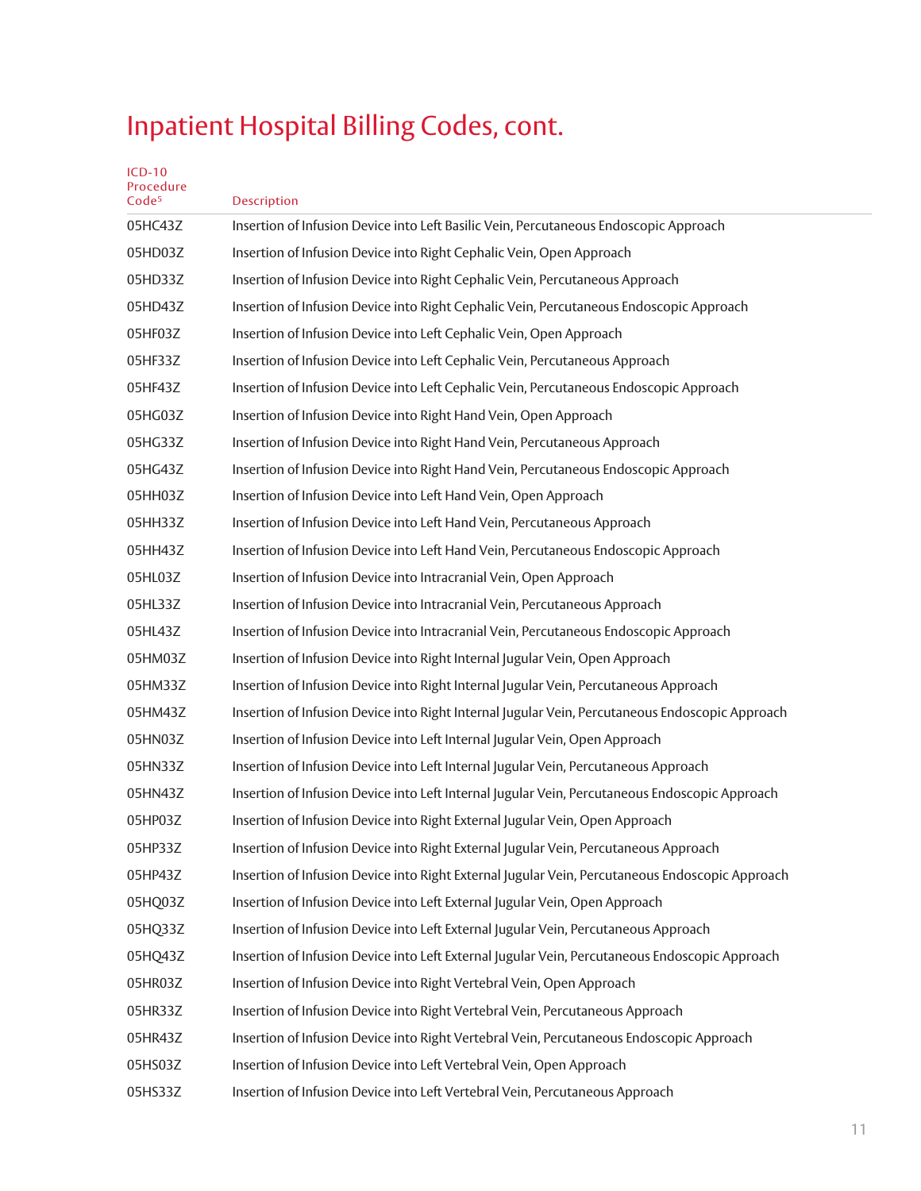# Inpatient Hospital Billing Codes, cont.

| ICD-10 Procedure Code[5] | Description |
|---|---|
| 05HC43Z | Insertion of Infusion Device into Left Basilic Vein, Percutaneous Endoscopic Approach |
| 05HD03Z | Insertion of Infusion Device into Right Cephalic Vein, Open Approach |
| 05HD33Z | Insertion of Infusion Device into Right Cephalic Vein, Percutaneous Approach |
| 05HD43Z | Insertion of Infusion Device into Right Cephalic Vein, Percutaneous Endoscopic Approach |
| 05HF03Z | Insertion of Infusion Device into Left Cephalic Vein, Open Approach |
| 05HF33Z | Insertion of Infusion Device into Left Cephalic Vein, Percutaneous Approach |
| 05HF43Z | Insertion of Infusion Device into Left Cephalic Vein, Percutaneous Endoscopic Approach |
| 05HG03Z | Insertion of Infusion Device into Right Hand Vein, Open Approach |
| 05HG33Z | Insertion of Infusion Device into Right Hand Vein, Percutaneous Approach |
| 05HG43Z | Insertion of Infusion Device into Right Hand Vein, Percutaneous Endoscopic Approach |
| 05HH03Z | Insertion of Infusion Device into Left Hand Vein, Open Approach |
| 05HH33Z | Insertion of Infusion Device into Left Hand Vein, Percutaneous Approach |
| 05HH43Z | Insertion of Infusion Device into Left Hand Vein, Percutaneous Endoscopic Approach |
| 05HL03Z | Insertion of Infusion Device into Intracranial Vein, Open Approach |
| 05HL33Z | Insertion of Infusion Device into Intracranial Vein, Percutaneous Approach |
| 05HL43Z | Insertion of Infusion Device into Intracranial Vein, Percutaneous Endoscopic Approach |
| 05HM03Z | Insertion of Infusion Device into Right Internal Jugular Vein, Open Approach |
| 05HM33Z | Insertion of Infusion Device into Right Internal Jugular Vein, Percutaneous Approach |
| 05HM43Z | Insertion of Infusion Device into Right Internal Jugular Vein, Percutaneous Endoscopic Approach |
| 05HN03Z | Insertion of Infusion Device into Left Internal Jugular Vein, Open Approach |
| 05HN33Z | Insertion of Infusion Device into Left Internal Jugular Vein, Percutaneous Approach |
| 05HN43Z | Insertion of Infusion Device into Left Internal Jugular Vein, Percutaneous Endoscopic Approach |
| 05HP03Z | Insertion of Infusion Device into Right External Jugular Vein, Open Approach |
| 05HP33Z | Insertion of Infusion Device into Right External Jugular Vein, Percutaneous Approach |
| 05HP43Z | Insertion of Infusion Device into Right External Jugular Vein, Percutaneous Endoscopic Approach |
| 05HQ03Z | Insertion of Infusion Device into Left External Jugular Vein, Open Approach |
| 05HQ33Z | Insertion of Infusion Device into Left External Jugular Vein, Percutaneous Approach |
| 05HQ43Z | Insertion of Infusion Device into Left External Jugular Vein, Percutaneous Endoscopic Approach |
| 05HR03Z | Insertion of Infusion Device into Right Vertebral Vein, Open Approach |
| 05HR33Z | Insertion of Infusion Device into Right Vertebral Vein, Percutaneous Approach |
| 05HR43Z | Insertion of Infusion Device into Right Vertebral Vein, Percutaneous Endoscopic Approach |
| 05HS03Z | Insertion of Infusion Device into Left Vertebral Vein, Open Approach |
| 05HS33Z | Insertion of Infusion Device into Left Vertebral Vein, Percutaneous Approach |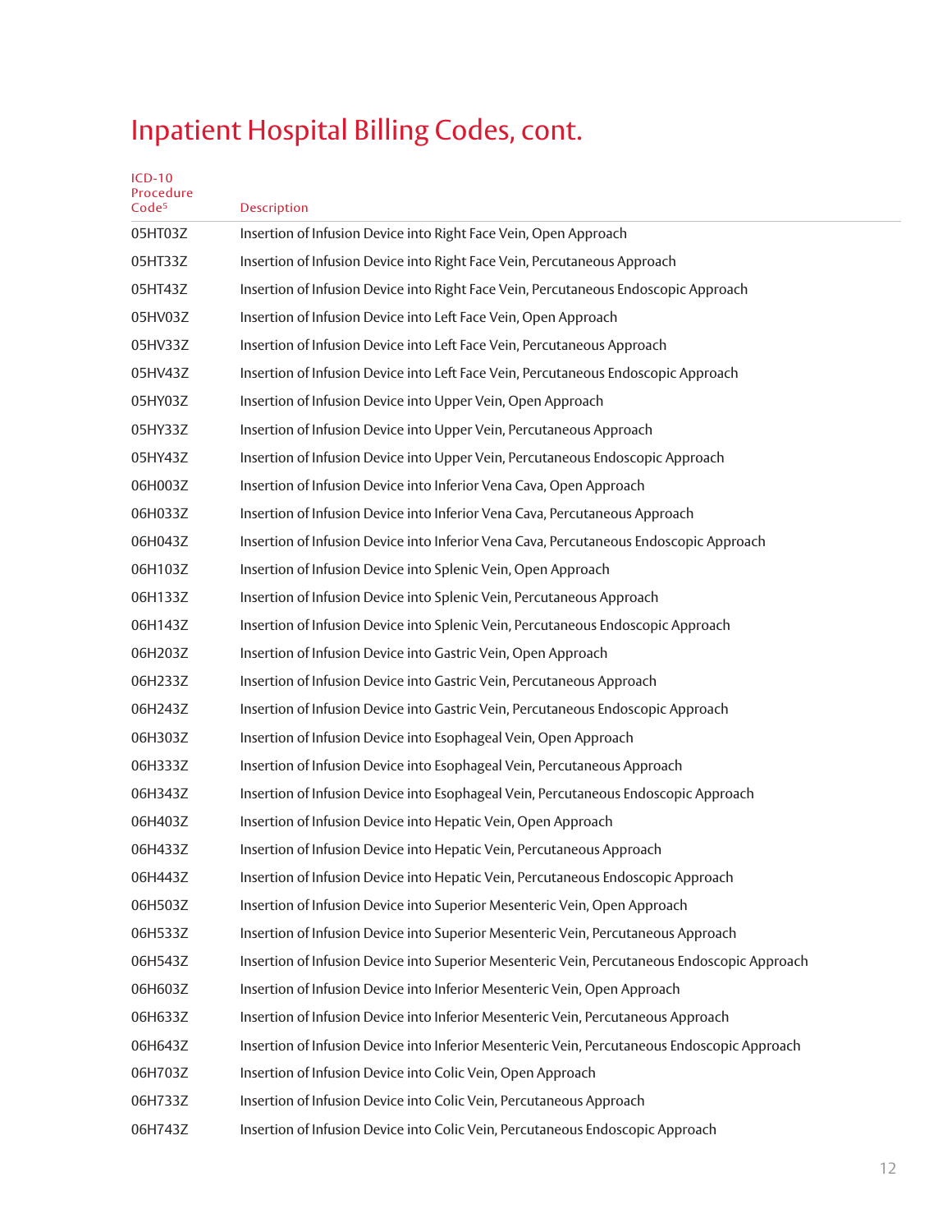# Inpatient Hospital Billing Codes, cont.

| ICD-10 Procedure Code[5] | Description |
|---|---|
| 05HT03Z | Insertion of Infusion Device into Right Face Vein, Open Approach |
| 05HT33Z | Insertion of Infusion Device into Right Face Vein, Percutaneous Approach |
| 05HT43Z | Insertion of Infusion Device into Right Face Vein, Percutaneous Endoscopic Approach |
| 05HV03Z | Insertion of Infusion Device into Left Face Vein, Open Approach |
| 05HV33Z | Insertion of Infusion Device into Left Face Vein, Percutaneous Approach |
| 05HV43Z | Insertion of Infusion Device into Left Face Vein, Percutaneous Endoscopic Approach |
| 05HY03Z | Insertion of Infusion Device into Upper Vein, Open Approach |
| 05HY33Z | Insertion of Infusion Device into Upper Vein, Percutaneous Approach |
| 05HY43Z | Insertion of Infusion Device into Upper Vein, Percutaneous Endoscopic Approach |
| 06H003Z | Insertion of Infusion Device into Inferior Vena Cava, Open Approach |
| 06H033Z | Insertion of Infusion Device into Inferior Vena Cava, Percutaneous Approach |
| 06H043Z | Insertion of Infusion Device into Inferior Vena Cava, Percutaneous Endoscopic Approach |
| 06H103Z | Insertion of Infusion Device into Splenic Vein, Open Approach |
| 06H133Z | Insertion of Infusion Device into Splenic Vein, Percutaneous Approach |
| 06H143Z | Insertion of Infusion Device into Splenic Vein, Percutaneous Endoscopic Approach |
| 06H203Z | Insertion of Infusion Device into Gastric Vein, Open Approach |
| 06H233Z | Insertion of Infusion Device into Gastric Vein, Percutaneous Approach |
| 06H243Z | Insertion of Infusion Device into Gastric Vein, Percutaneous Endoscopic Approach |
| 06H303Z | Insertion of Infusion Device into Esophageal Vein, Open Approach |
| 06H333Z | Insertion of Infusion Device into Esophageal Vein, Percutaneous Approach |
| 06H343Z | Insertion of Infusion Device into Esophageal Vein, Percutaneous Endoscopic Approach |
| 06H403Z | Insertion of Infusion Device into Hepatic Vein, Open Approach |
| 06H433Z | Insertion of Infusion Device into Hepatic Vein, Percutaneous Approach |
| 06H443Z | Insertion of Infusion Device into Hepatic Vein, Percutaneous Endoscopic Approach |
| 06H503Z | Insertion of Infusion Device into Superior Mesenteric Vein, Open Approach |
| 06H533Z | Insertion of Infusion Device into Superior Mesenteric Vein, Percutaneous Approach |
| 06H543Z | Insertion of Infusion Device into Superior Mesenteric Vein, Percutaneous Endoscopic Approach |
| 06H603Z | Insertion of Infusion Device into Inferior Mesenteric Vein, Open Approach |
| 06H633Z | Insertion of Infusion Device into Inferior Mesenteric Vein, Percutaneous Approach |
| 06H643Z | Insertion of Infusion Device into Inferior Mesenteric Vein, Percutaneous Endoscopic Approach |
| 06H703Z | Insertion of Infusion Device into Colic Vein, Open Approach |
| 06H733Z | Insertion of Infusion Device into Colic Vein, Percutaneous Approach |
| 06H743Z | Insertion of Infusion Device into Colic Vein, Percutaneous Endoscopic Approach |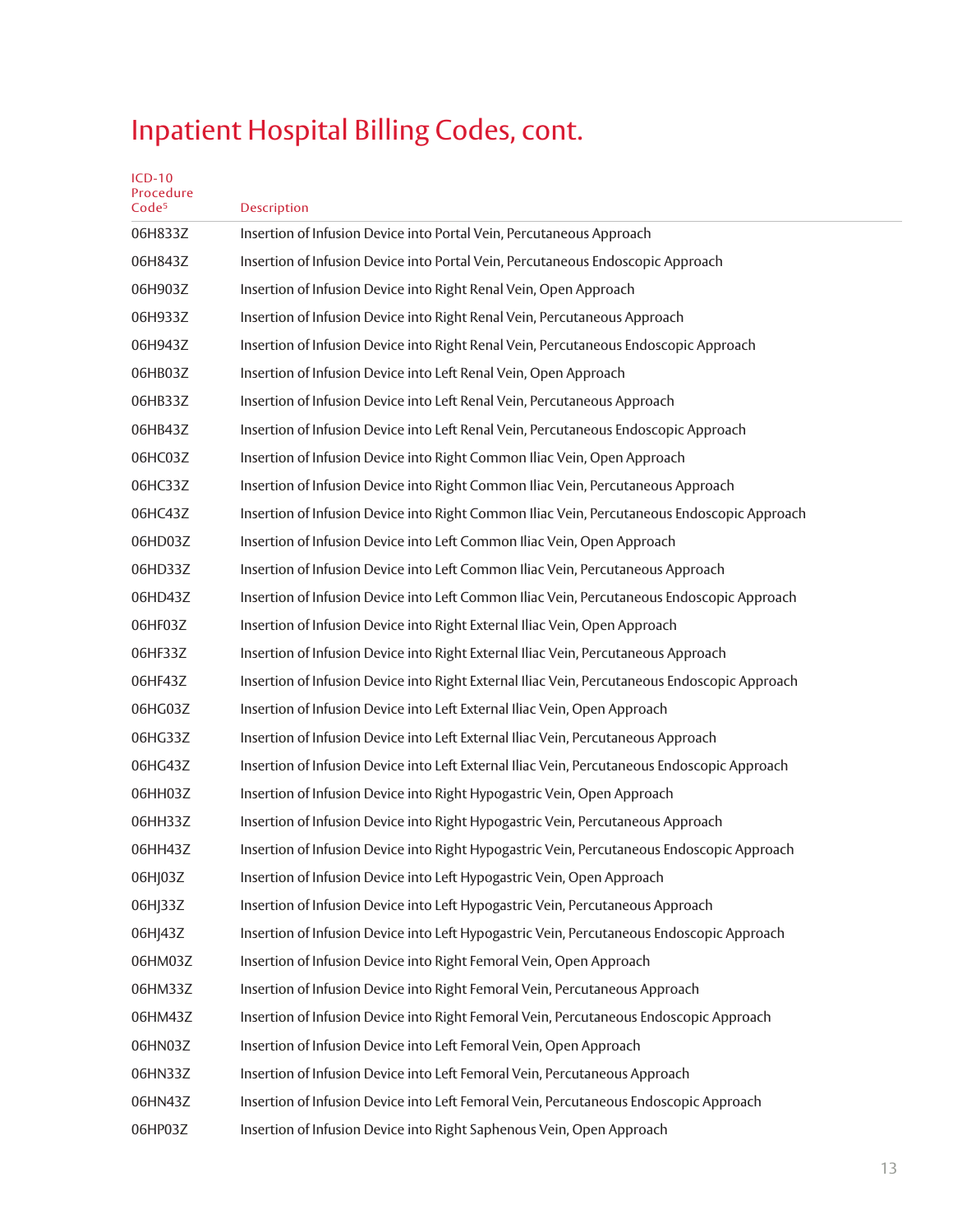# Inpatient Hospital Billing Codes, cont.

| ICD-10 Procedure Code[5] | Description |
|---|---|
| 06H833Z | Insertion of Infusion Device into Portal Vein, Percutaneous Approach |
| 06H843Z | Insertion of Infusion Device into Portal Vein, Percutaneous Endoscopic Approach |
| 06H903Z | Insertion of Infusion Device into Right Renal Vein, Open Approach |
| 06H933Z | Insertion of Infusion Device into Right Renal Vein, Percutaneous Approach |
| 06H943Z | Insertion of Infusion Device into Right Renal Vein, Percutaneous Endoscopic Approach |
| 06HB03Z | Insertion of Infusion Device into Left Renal Vein, Open Approach |
| 06HB33Z | Insertion of Infusion Device into Left Renal Vein, Percutaneous Approach |
| 06HB43Z | Insertion of Infusion Device into Left Renal Vein, Percutaneous Endoscopic Approach |
| 06HC03Z | Insertion of Infusion Device into Right Common Iliac Vein, Open Approach |
| 06HC33Z | Insertion of Infusion Device into Right Common Iliac Vein, Percutaneous Approach |
| 06HC43Z | Insertion of Infusion Device into Right Common Iliac Vein, Percutaneous Endoscopic Approach |
| 06HD03Z | Insertion of Infusion Device into Left Common Iliac Vein, Open Approach |
| 06HD33Z | Insertion of Infusion Device into Left Common Iliac Vein, Percutaneous Approach |
| 06HD43Z | Insertion of Infusion Device into Left Common Iliac Vein, Percutaneous Endoscopic Approach |
| 06HF03Z | Insertion of Infusion Device into Right External Iliac Vein, Open Approach |
| 06HF33Z | Insertion of Infusion Device into Right External Iliac Vein, Percutaneous Approach |
| 06HF43Z | Insertion of Infusion Device into Right External Iliac Vein, Percutaneous Endoscopic Approach |
| 06HG03Z | Insertion of Infusion Device into Left External Iliac Vein, Open Approach |
| 06HG33Z | Insertion of Infusion Device into Left External Iliac Vein, Percutaneous Approach |
| 06HG43Z | Insertion of Infusion Device into Left External Iliac Vein, Percutaneous Endoscopic Approach |
| 06HH03Z | Insertion of Infusion Device into Right Hypogastric Vein, Open Approach |
| 06HH33Z | Insertion of Infusion Device into Right Hypogastric Vein, Percutaneous Approach |
| 06HH43Z | Insertion of Infusion Device into Right Hypogastric Vein, Percutaneous Endoscopic Approach |
| 06HJ03Z | Insertion of Infusion Device into Left Hypogastric Vein, Open Approach |
| 06HJ33Z | Insertion of Infusion Device into Left Hypogastric Vein, Percutaneous Approach |
| 06HJ43Z | Insertion of Infusion Device into Left Hypogastric Vein, Percutaneous Endoscopic Approach |
| 06HM03Z | Insertion of Infusion Device into Right Femoral Vein, Open Approach |
| 06HM33Z | Insertion of Infusion Device into Right Femoral Vein, Percutaneous Approach |
| 06HM43Z | Insertion of Infusion Device into Right Femoral Vein, Percutaneous Endoscopic Approach |
| 06HN03Z | Insertion of Infusion Device into Left Femoral Vein, Open Approach |
| 06HN33Z | Insertion of Infusion Device into Left Femoral Vein, Percutaneous Approach |
| 06HN43Z | Insertion of Infusion Device into Left Femoral Vein, Percutaneous Endoscopic Approach |
| 06HP03Z | Insertion of Infusion Device into Right Saphenous Vein, Open Approach |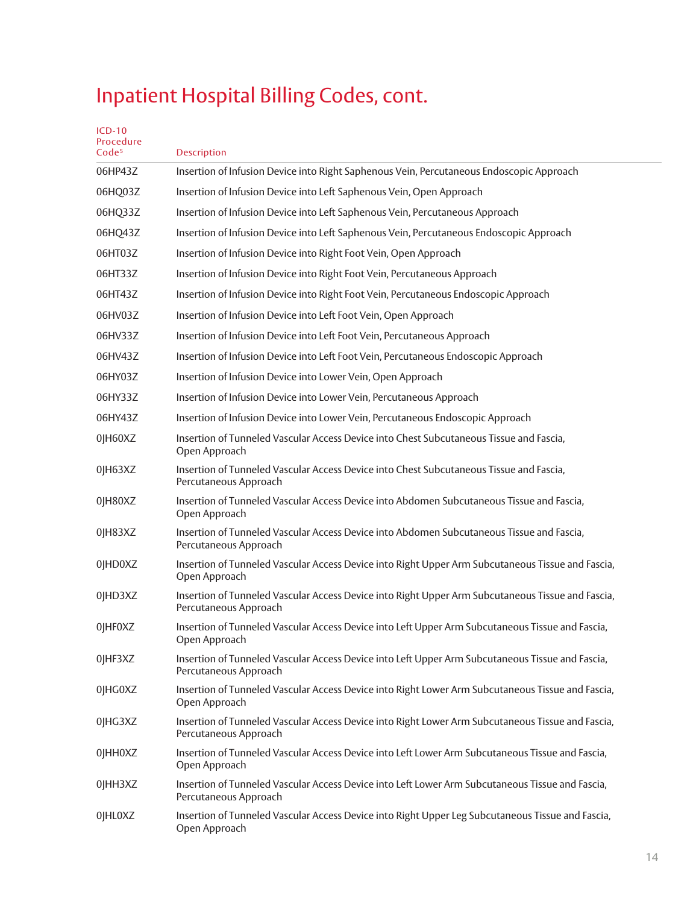# Inpatient Hospital Billing Codes, cont.

| ICD-10 Procedure Code[5] | Description |
| --- | --- |
| 06HP43Z | Insertion of Infusion Device into Right Saphenous Vein, Percutaneous Endoscopic Approach |
| 06HQ03Z | Insertion of Infusion Device into Left Saphenous Vein, Open Approach |
| 06HQ33Z | Insertion of Infusion Device into Left Saphenous Vein, Percutaneous Approach |
| 06HQ43Z | Insertion of Infusion Device into Left Saphenous Vein, Percutaneous Endoscopic Approach |
| 06HT03Z | Insertion of Infusion Device into Right Foot Vein, Open Approach |
| 06HT33Z | Insertion of Infusion Device into Right Foot Vein, Percutaneous Approach |
| 06HT43Z | Insertion of Infusion Device into Right Foot Vein, Percutaneous Endoscopic Approach |
| 06HV03Z | Insertion of Infusion Device into Left Foot Vein, Open Approach |
| 06HV33Z | Insertion of Infusion Device into Left Foot Vein, Percutaneous Approach |
| 06HV43Z | Insertion of Infusion Device into Left Foot Vein, Percutaneous Endoscopic Approach |
| 06HY03Z | Insertion of Infusion Device into Lower Vein, Open Approach |
| 06HY33Z | Insertion of Infusion Device into Lower Vein, Percutaneous Approach |
| 06HY43Z | Insertion of Infusion Device into Lower Vein, Percutaneous Endoscopic Approach |
| 0JH60XZ | Insertion of Tunneled Vascular Access Device into Chest Subcutaneous Tissue and Fascia, Open Approach |
| 0JH63XZ | Insertion of Tunneled Vascular Access Device into Chest Subcutaneous Tissue and Fascia, Percutaneous Approach |
| 0JH80XZ | Insertion of Tunneled Vascular Access Device into Abdomen Subcutaneous Tissue and Fascia, Open Approach |
| 0JH83XZ | Insertion of Tunneled Vascular Access Device into Abdomen Subcutaneous Tissue and Fascia, Percutaneous Approach |
| 0JHD0XZ | Insertion of Tunneled Vascular Access Device into Right Upper Arm Subcutaneous Tissue and Fascia, Open Approach |
| 0JHD3XZ | Insertion of Tunneled Vascular Access Device into Right Upper Arm Subcutaneous Tissue and Fascia, Percutaneous Approach |
| 0JHF0XZ | Insertion of Tunneled Vascular Access Device into Left Upper Arm Subcutaneous Tissue and Fascia, Open Approach |
| 0JHF3XZ | Insertion of Tunneled Vascular Access Device into Left Upper Arm Subcutaneous Tissue and Fascia, Percutaneous Approach |
| 0JHG0XZ | Insertion of Tunneled Vascular Access Device into Right Lower Arm Subcutaneous Tissue and Fascia, Open Approach |
| 0JHG3XZ | Insertion of Tunneled Vascular Access Device into Right Lower Arm Subcutaneous Tissue and Fascia, Percutaneous Approach |
| 0JHH0XZ | Insertion of Tunneled Vascular Access Device into Left Lower Arm Subcutaneous Tissue and Fascia, Open Approach |
| 0JHH3XZ | Insertion of Tunneled Vascular Access Device into Left Lower Arm Subcutaneous Tissue and Fascia, Percutaneous Approach |
| 0JHL0XZ | Insertion of Tunneled Vascular Access Device into Right Upper Leg Subcutaneous Tissue and Fascia, Open Approach |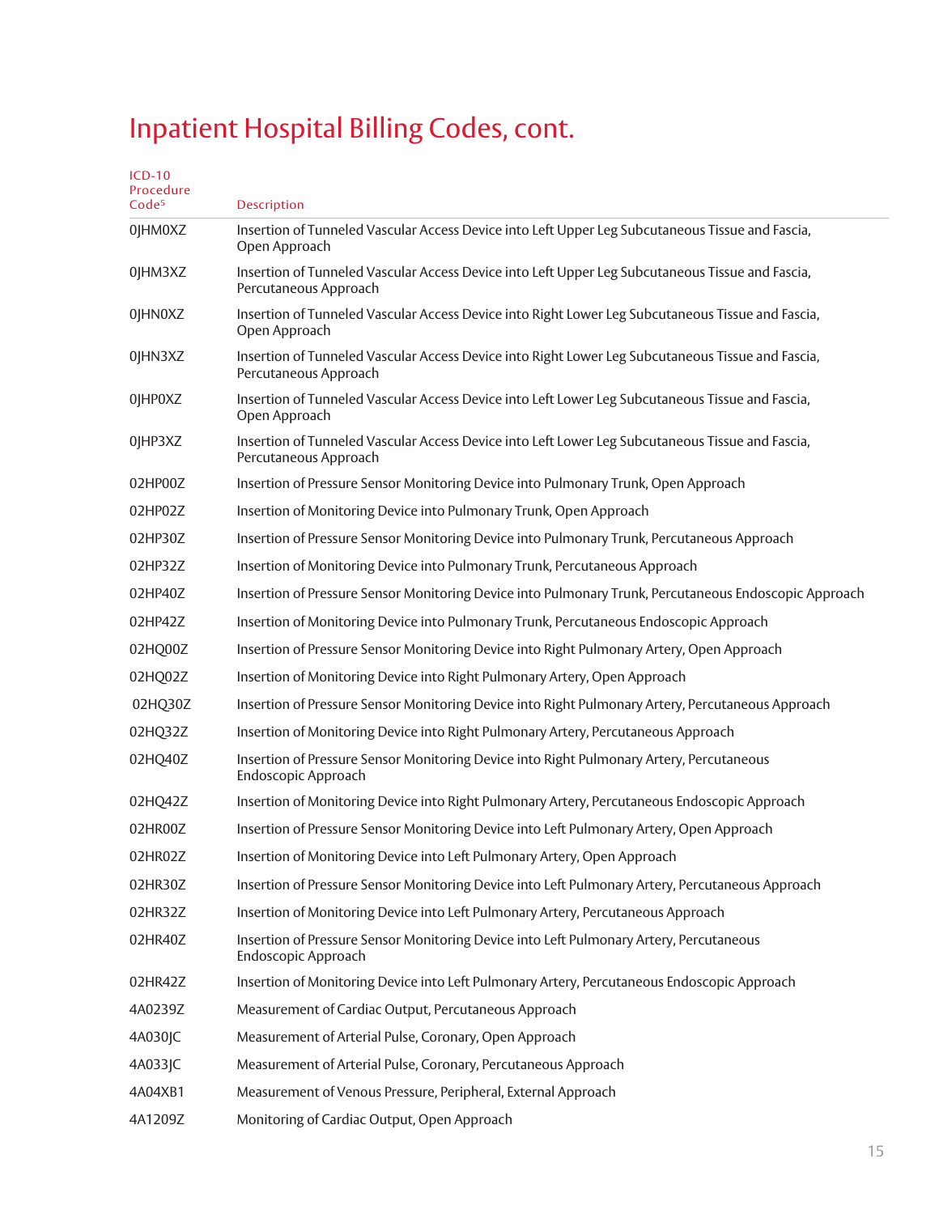# Inpatient Hospital Billing Codes, cont.

| ICD-10 Procedure Code[5] | Description |
|---|---|
| 0JHM0XZ | Insertion of Tunneled Vascular Access Device into Left Upper Leg Subcutaneous Tissue and Fascia, Open Approach |
| 0JHM3XZ | Insertion of Tunneled Vascular Access Device into Left Upper Leg Subcutaneous Tissue and Fascia, Percutaneous Approach |
| 0JHN0XZ | Insertion of Tunneled Vascular Access Device into Right Lower Leg Subcutaneous Tissue and Fascia, Open Approach |
| 0JHN3XZ | Insertion of Tunneled Vascular Access Device into Right Lower Leg Subcutaneous Tissue and Fascia, Percutaneous Approach |
| 0JHP0XZ | Insertion of Tunneled Vascular Access Device into Left Lower Leg Subcutaneous Tissue and Fascia, Open Approach |
| 0JHP3XZ | Insertion of Tunneled Vascular Access Device into Left Lower Leg Subcutaneous Tissue and Fascia, Percutaneous Approach |
| 02HP00Z | Insertion of Pressure Sensor Monitoring Device into Pulmonary Trunk, Open Approach |
| 02HP02Z | Insertion of Monitoring Device into Pulmonary Trunk, Open Approach |
| 02HP30Z | Insertion of Pressure Sensor Monitoring Device into Pulmonary Trunk, Percutaneous Approach |
| 02HP32Z | Insertion of Monitoring Device into Pulmonary Trunk, Percutaneous Approach |
| 02HP40Z | Insertion of Pressure Sensor Monitoring Device into Pulmonary Trunk, Percutaneous Endoscopic Approach |
| 02HP42Z | Insertion of Monitoring Device into Pulmonary Trunk, Percutaneous Endoscopic Approach |
| 02HQ00Z | Insertion of Pressure Sensor Monitoring Device into Right Pulmonary Artery, Open Approach |
| 02HQ02Z | Insertion of Monitoring Device into Right Pulmonary Artery, Open Approach |
| 02HQ30Z | Insertion of Pressure Sensor Monitoring Device into Right Pulmonary Artery, Percutaneous Approach |
| 02HQ32Z | Insertion of Monitoring Device into Right Pulmonary Artery, Percutaneous Approach |
| 02HQ40Z | Insertion of Pressure Sensor Monitoring Device into Right Pulmonary Artery, Percutaneous Endoscopic Approach |
| 02HQ42Z | Insertion of Monitoring Device into Right Pulmonary Artery, Percutaneous Endoscopic Approach |
| 02HR00Z | Insertion of Pressure Sensor Monitoring Device into Left Pulmonary Artery, Open Approach |
| 02HR02Z | Insertion of Monitoring Device into Left Pulmonary Artery, Open Approach |
| 02HR30Z | Insertion of Pressure Sensor Monitoring Device into Left Pulmonary Artery, Percutaneous Approach |
| 02HR32Z | Insertion of Monitoring Device into Left Pulmonary Artery, Percutaneous Approach |
| 02HR40Z | Insertion of Pressure Sensor Monitoring Device into Left Pulmonary Artery, Percutaneous Endoscopic Approach |
| 02HR42Z | Insertion of Monitoring Device into Left Pulmonary Artery, Percutaneous Endoscopic Approach |
| 4A0239Z | Measurement of Cardiac Output, Percutaneous Approach |
| 4A030JC | Measurement of Arterial Pulse, Coronary, Open Approach |
| 4A033JC | Measurement of Arterial Pulse, Coronary, Percutaneous Approach |
| 4A04XB1 | Measurement of Venous Pressure, Peripheral, External Approach |
| 4A1209Z | Monitoring of Cardiac Output, Open Approach |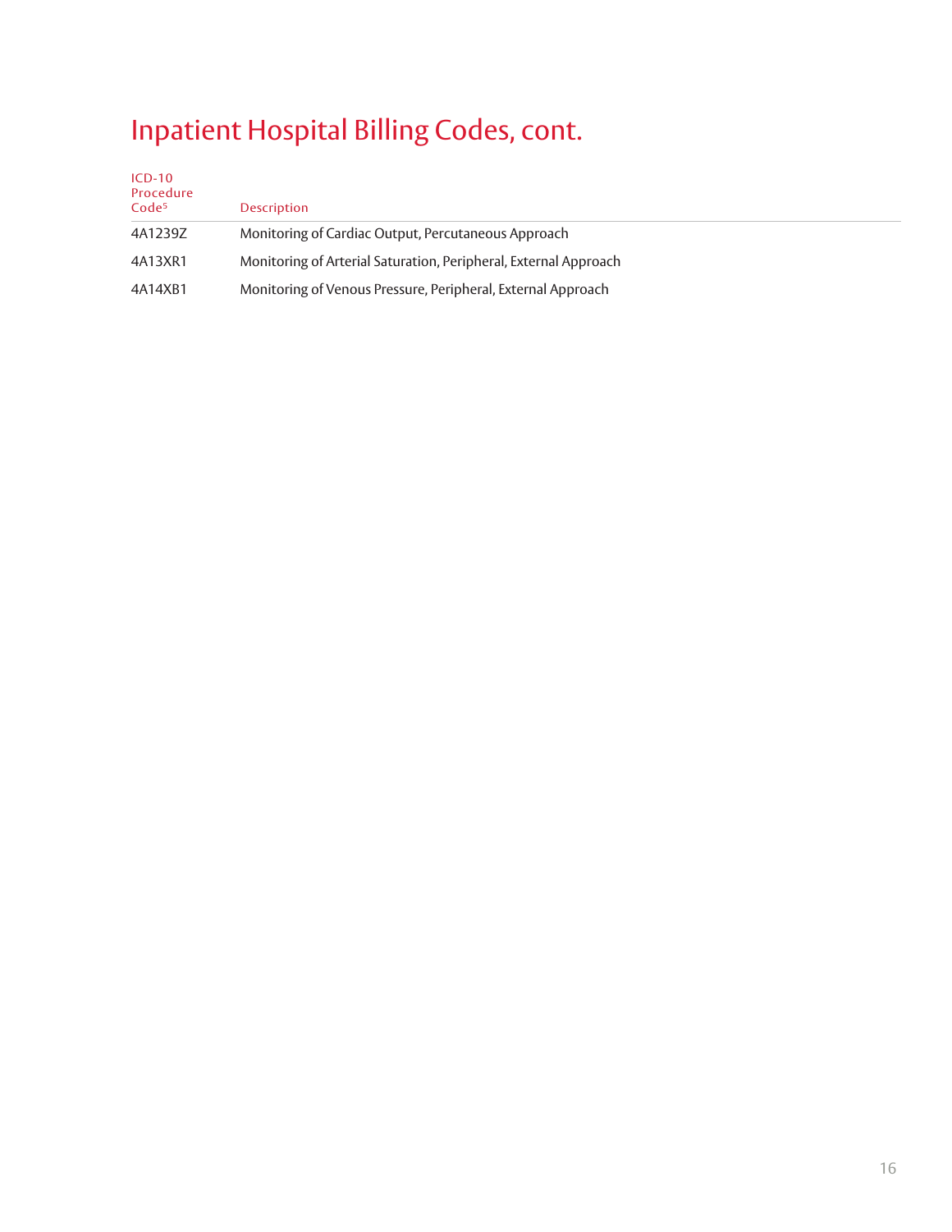# Inpatient Hospital Billing Codes, cont.

| ICD-10 Procedure Code[5] | Description |
|---|---|
| 4A1239Z | Monitoring of Cardiac Output, Percutaneous Approach |
| 4A13XR1 | Monitoring of Arterial Saturation, Peripheral, External Approach |
| 4A14XB1 | Monitoring of Venous Pressure, Peripheral, External Approach |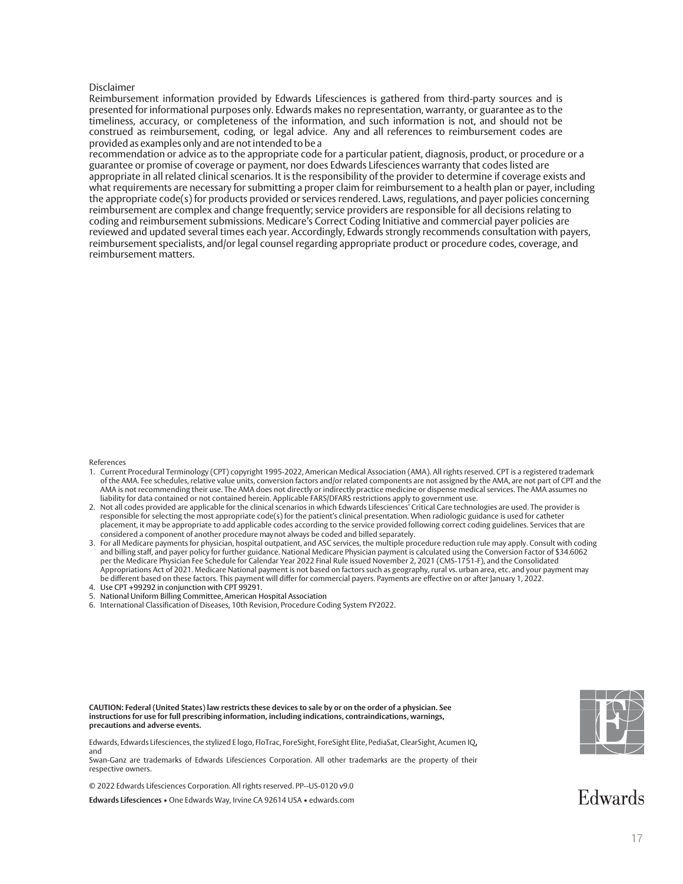Disclaimer

Reimbursement information provided by Edwards Lifesciences is gathered from third-party sources and is presented for informational purposes only. Edwards makes no representation, warranty, or guarantee as to the timeliness, accuracy, or completeness of the information, and such information is not, and should not be construed as reimbursement, coding, or legal advice. Any and all references to reimbursement codes are provided as examples only and are not intended to be a recommendation or advice as to the appropriate code for a particular patient, diagnosis, product, or procedure or a guarantee or promise of coverage or payment, nor does Edwards Lifesciences warranty that codes listed are appropriate in all related clinical scenarios. It is the responsibility of the provider to determine if coverage exists and what requirements are necessary for submitting a proper claim for reimbursement to a health plan or payer, including the appropriate code(s) for products provided or services rendered. Laws, regulations, and payer policies concerning reimbursement are complex and change frequently; service providers are responsible for all decisions relating to coding and reimbursement submissions. Medicare's Correct Coding Initiative and commercial payer policies are reviewed and updated several times each year. Accordingly, Edwards strongly recommends consultation with payers, reimbursement specialists, and/or legal counsel regarding appropriate product or procedure codes, coverage, and reimbursement matters.

References

1. Current Procedural Terminology (CPT) copyright 1995-2022, American Medical Association (AMA). All rights reserved. CPT is a registered trademark of the AMA. Fee schedules, relative value units, conversion factors and/or related components are not assigned by the AMA, are not part of CPT and the AMA is not recommending their use. The AMA does not directly or indirectly practice medicine or dispense medical services. The AMA assumes no liability for data contained or not contained herein. Applicable FARS/DFARS restrictions apply to government use.
2. Not all codes provided are applicable for the clinical scenarios in which Edwards Lifesciences' Critical Care technologies are used. The provider is responsible for selecting the most appropriate code(s) for the patient's clinical presentation. When radiologic guidance is used for catheter placement, it may be appropriate to add applicable codes according to the service provided following correct coding guidelines. Services that are considered a component of another procedure may not always be coded and billed separately.
3. For all Medicare payments for physician, hospital outpatient, and ASC services, the multiple procedure reduction rule may apply. Consult with coding and billing staff, and payer policy for further guidance. National Medicare Physician payment is calculated using the Conversion Factor of $34.6062 per the Medicare Physician Fee Schedule for Calendar Year 2022 Final Rule issued November 2, 2021 (CMS-1751-F), and the Consolidated Appropriations Act of 2021. Medicare National payment is not based on factors such as geography, rural vs. urban area, etc. and your payment may be different based on these factors. This payment will differ for commercial payers. Payments are effective on or after January 1, 2022.
4. Use CPT +99292 in conjunction with CPT 99291.
5. National Uniform Billing Committee, American Hospital Association
6. International Classification of Diseases, 10th Revision, Procedure Coding System FY2022.

**CAUTION: Federal (United States) law restricts these devices to sale by or on the order of a physician. See instructions for use for full prescribing information, including indications, contraindications, warnings, precautions and adverse events.**

Edwards, Edwards Lifesciences, the stylized E logo, FloTrac, ForeSight, ForeSight Elite, PediaSat, ClearSight, Acumen IQ, and Swan-Ganz are trademarks of Edwards Lifesciences Corporation. All other trademarks are the property of their respective owners.

© 2022 Edwards Lifesciences Corporation. All rights reserved. PP--US-0120 v9.0

**Edwards Lifesciences** • One Edwards Way, Irvine CA 92614 USA • edwards.com

Edwards